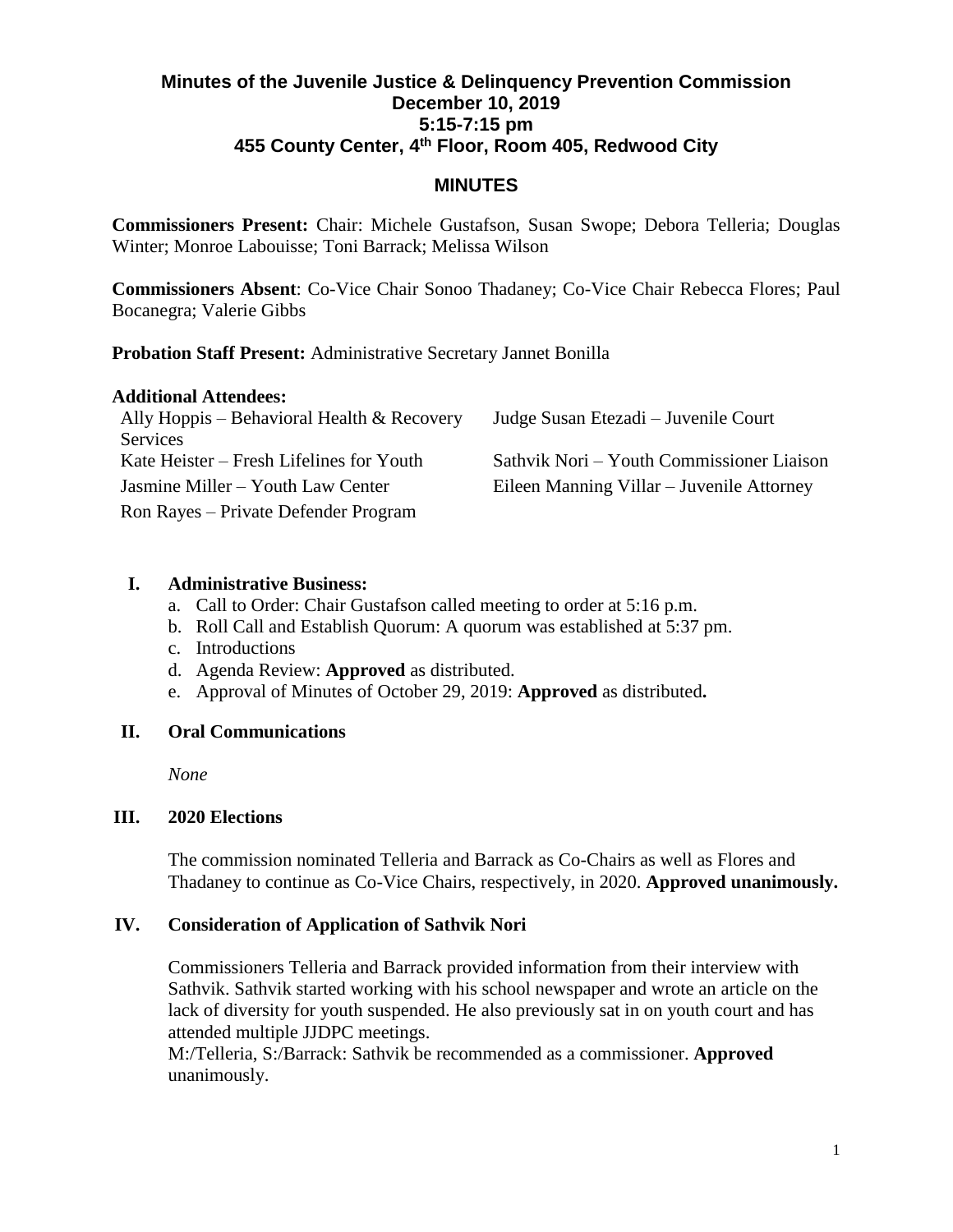# Minutes of the Juvenile Justice & Delinquency Prevention Commission
## December 10, 2019
## 5:15-7:15 pm
## 455 County Center, 4th Floor, Room 405, Redwood City

## MINUTES

**Commissioners Present:** Chair: Michele Gustafson, Susan Swope; Debora Telleria; Douglas Winter; Monroe Labouisse; Toni Barrack; Melissa Wilson

**Commissioners Absent**: Co-Vice Chair Sonoo Thadaney; Co-Vice Chair Rebecca Flores; Paul Bocanegra; Valerie Gibbs

**Probation Staff Present:** Administrative Secretary Jannet Bonilla

**Additional Attendees:**

| | |
|---|---|
| Ally Hoppis – Behavioral Health & Recovery Services | Judge Susan Etezadi – Juvenile Court |
| Kate Heister – Fresh Lifelines for Youth | Sathvik Nori – Youth Commissioner Liaison |
| Jasmine Miller – Youth Law Center | Eileen Manning Villar – Juvenile Attorney |
| Ron Rayes – Private Defender Program | |

### I. Administrative Business:

a. Call to Order: Chair Gustafson called meeting to order at 5:16 p.m.
b. Roll Call and Establish Quorum: A quorum was established at 5:37 pm.
c. Introductions
d. Agenda Review: **Approved** as distributed.
e. Approval of Minutes of October 29, 2019: **Approved** as distributed**.**

### II. Oral Communications

*None*

### III. 2020 Elections

The commission nominated Telleria and Barrack as Co-Chairs as well as Flores and Thadaney to continue as Co-Vice Chairs, respectively, in 2020. **Approved unanimously.**

### IV. Consideration of Application of Sathvik Nori

Commissioners Telleria and Barrack provided information from their interview with Sathvik. Sathvik started working with his school newspaper and wrote an article on the lack of diversity for youth suspended. He also previously sat in on youth court and has attended multiple JJDPC meetings.

M:/Telleria, S:/Barrack: Sathvik be recommended as a commissioner. **Approved** unanimously.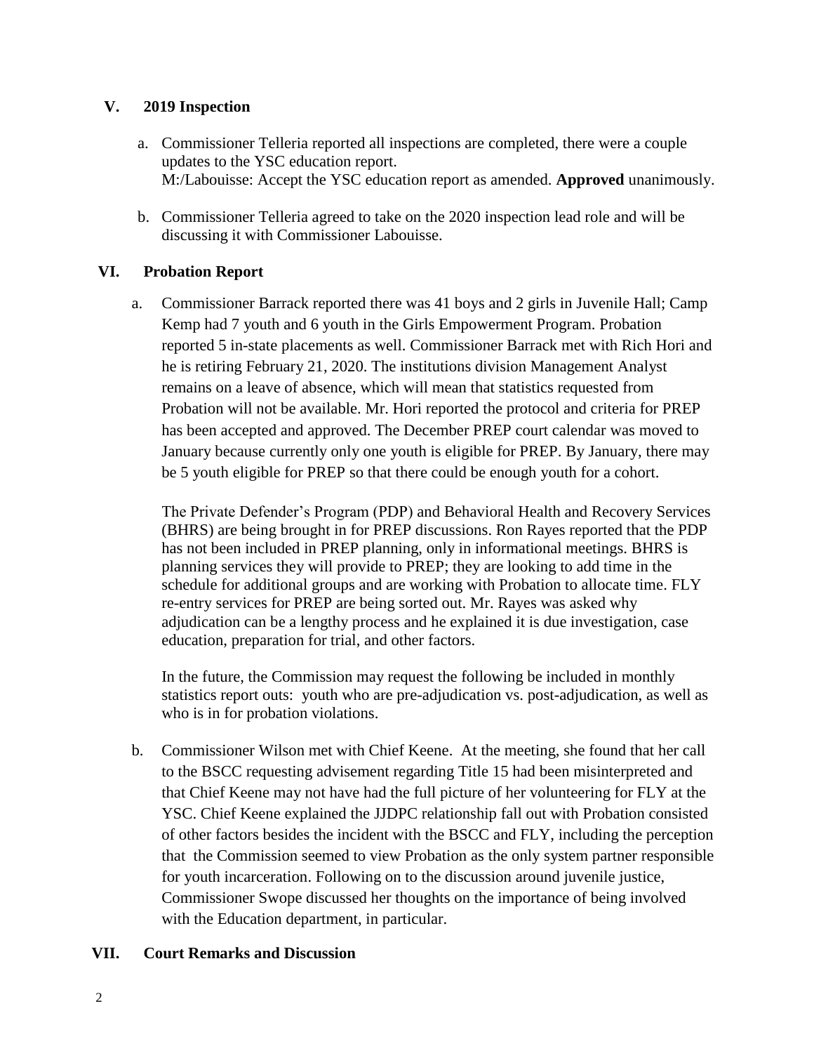## V. 2019 Inspection

a. Commissioner Telleria reported all inspections are completed, there were a couple updates to the YSC education report.
   M:/Labouisse: Accept the YSC education report as amended. **Approved** unanimously.

b. Commissioner Telleria agreed to take on the 2020 inspection lead role and will be discussing it with Commissioner Labouisse.

## VI. Probation Report

a. Commissioner Barrack reported there was 41 boys and 2 girls in Juvenile Hall; Camp Kemp had 7 youth and 6 youth in the Girls Empowerment Program. Probation reported 5 in-state placements as well. Commissioner Barrack met with Rich Hori and he is retiring February 21, 2020. The institutions division Management Analyst remains on a leave of absence, which will mean that statistics requested from Probation will not be available. Mr. Hori reported the protocol and criteria for PREP has been accepted and approved. The December PREP court calendar was moved to January because currently only one youth is eligible for PREP. By January, there may be 5 youth eligible for PREP so that there could be enough youth for a cohort.

   The Private Defender's Program (PDP) and Behavioral Health and Recovery Services (BHRS) are being brought in for PREP discussions. Ron Rayes reported that the PDP has not been included in PREP planning, only in informational meetings. BHRS is planning services they will provide to PREP; they are looking to add time in the schedule for additional groups and are working with Probation to allocate time. FLY re-entry services for PREP are being sorted out. Mr. Rayes was asked why adjudication can be a lengthy process and he explained it is due investigation, case education, preparation for trial, and other factors.

   In the future, the Commission may request the following be included in monthly statistics report outs: youth who are pre-adjudication vs. post-adjudication, as well as who is in for probation violations.

b. Commissioner Wilson met with Chief Keene. At the meeting, she found that her call to the BSCC requesting advisement regarding Title 15 had been misinterpreted and that Chief Keene may not have had the full picture of her volunteering for FLY at the YSC. Chief Keene explained the JJDPC relationship fall out with Probation consisted of other factors besides the incident with the BSCC and FLY, including the perception that the Commission seemed to view Probation as the only system partner responsible for youth incarceration. Following on to the discussion around juvenile justice, Commissioner Swope discussed her thoughts on the importance of being involved with the Education department, in particular.

## VII. Court Remarks and Discussion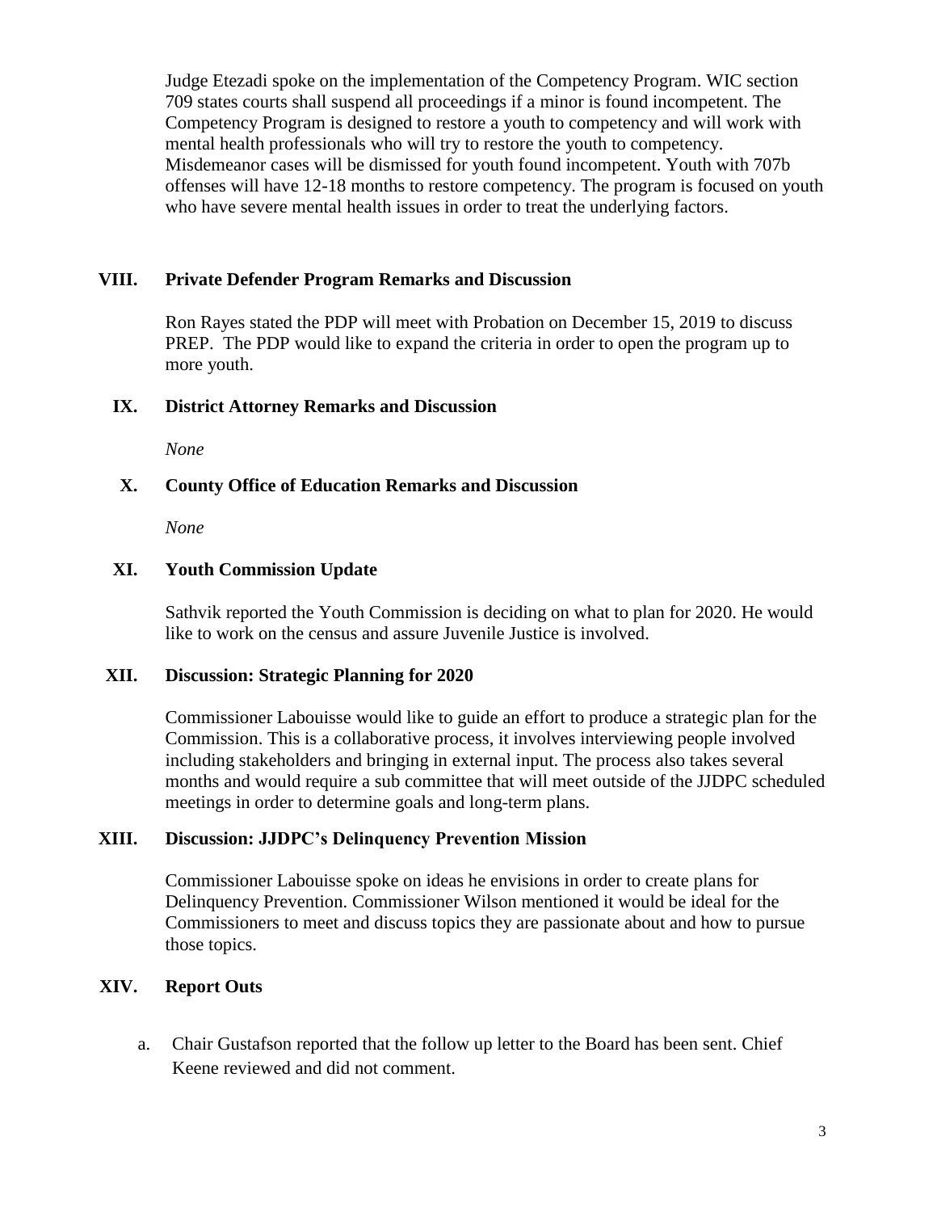Judge Etezadi spoke on the implementation of the Competency Program. WIC section 709 states courts shall suspend all proceedings if a minor is found incompetent. The Competency Program is designed to restore a youth to competency and will work with mental health professionals who will try to restore the youth to competency. Misdemeanor cases will be dismissed for youth found incompetent. Youth with 707b offenses will have 12-18 months to restore competency. The program is focused on youth who have severe mental health issues in order to treat the underlying factors.

## VIII. Private Defender Program Remarks and Discussion

Ron Rayes stated the PDP will meet with Probation on December 15, 2019 to discuss PREP. The PDP would like to expand the criteria in order to open the program up to more youth.

## IX. District Attorney Remarks and Discussion

*None*

## X. County Office of Education Remarks and Discussion

*None*

## XI. Youth Commission Update

Sathvik reported the Youth Commission is deciding on what to plan for 2020. He would like to work on the census and assure Juvenile Justice is involved.

## XII. Discussion: Strategic Planning for 2020

Commissioner Labouisse would like to guide an effort to produce a strategic plan for the Commission. This is a collaborative process, it involves interviewing people involved including stakeholders and bringing in external input. The process also takes several months and would require a sub committee that will meet outside of the JJDPC scheduled meetings in order to determine goals and long-term plans.

## XIII. Discussion: JJDPC's Delinquency Prevention Mission

Commissioner Labouisse spoke on ideas he envisions in order to create plans for Delinquency Prevention. Commissioner Wilson mentioned it would be ideal for the Commissioners to meet and discuss topics they are passionate about and how to pursue those topics.

## XIV. Report Outs

a. Chair Gustafson reported that the follow up letter to the Board has been sent. Chief Keene reviewed and did not comment.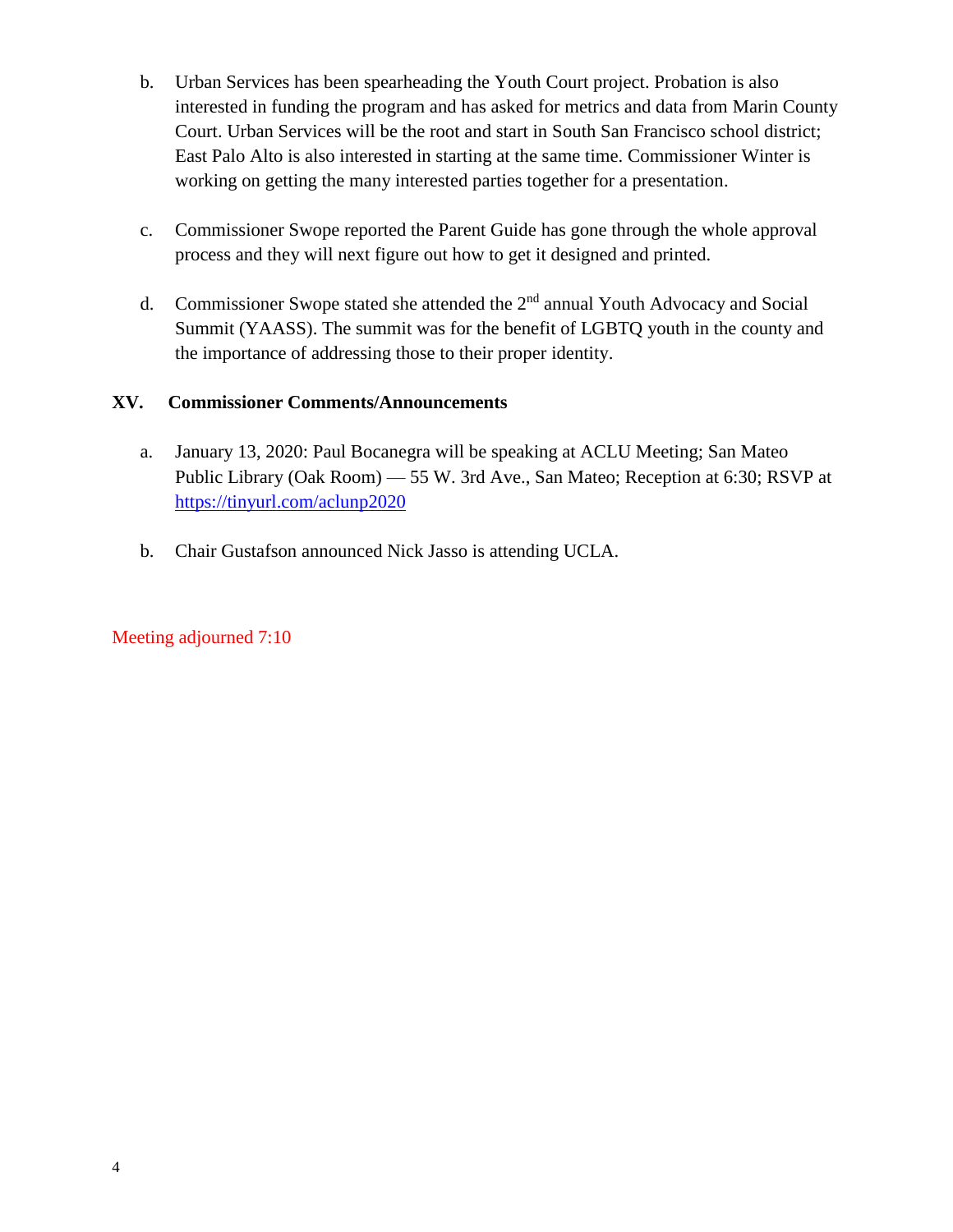b. Urban Services has been spearheading the Youth Court project. Probation is also interested in funding the program and has asked for metrics and data from Marin County Court. Urban Services will be the root and start in South San Francisco school district; East Palo Alto is also interested in starting at the same time. Commissioner Winter is working on getting the many interested parties together for a presentation.

c. Commissioner Swope reported the Parent Guide has gone through the whole approval process and they will next figure out how to get it designed and printed.

d. Commissioner Swope stated she attended the 2nd annual Youth Advocacy and Social Summit (YAASS). The summit was for the benefit of LGBTQ youth in the county and the importance of addressing those to their proper identity.

## XV. Commissioner Comments/Announcements

a. January 13, 2020: Paul Bocanegra will be speaking at ACLU Meeting; San Mateo Public Library (Oak Room) — 55 W. 3rd Ave., San Mateo; Reception at 6:30; RSVP at https://tinyurl.com/aclunp2020

b. Chair Gustafson announced Nick Jasso is attending UCLA.

Meeting adjourned 7:10